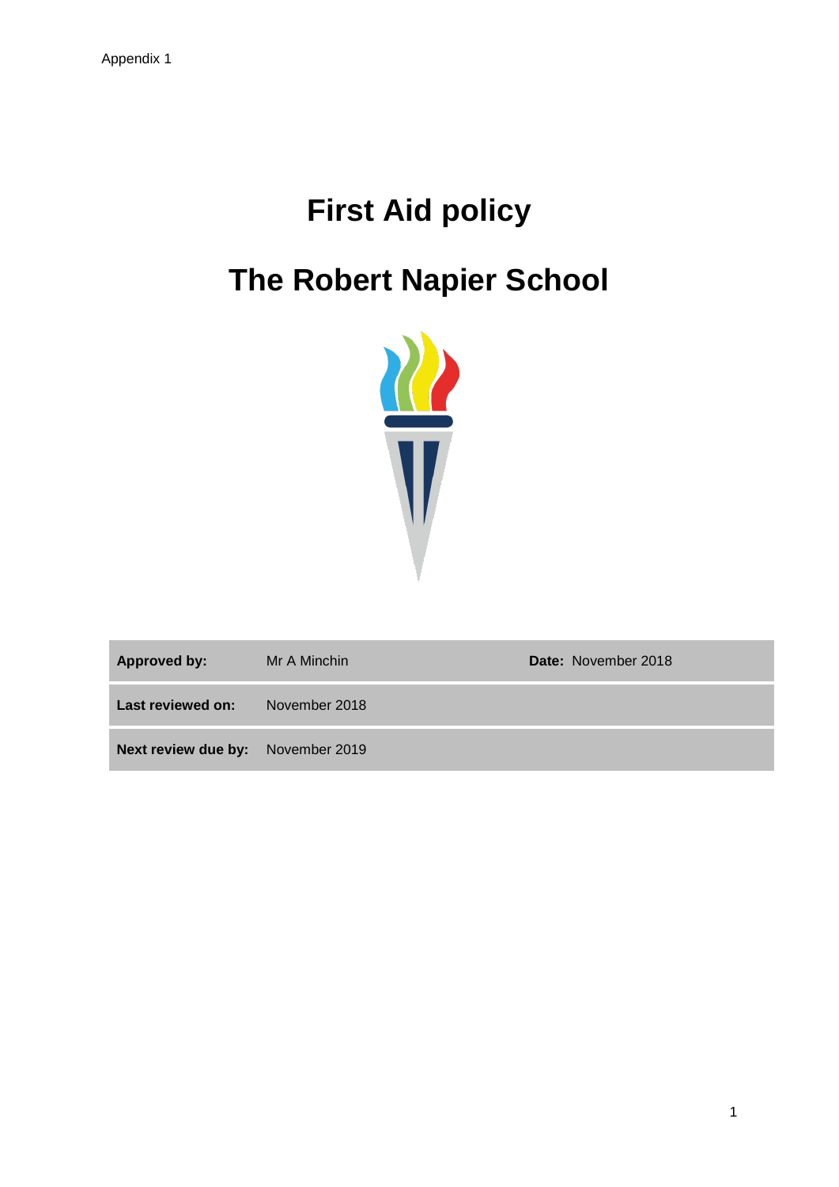Appendix 1

# First Aid policy

# The Robert Napier School

| | | |
|---|---|---|
| **Approved by:** | Mr A Minchin | **Date:** November 2018 |
| **Last reviewed on:** | November 2018 | |
| **Next review due by:** | November 2019 | |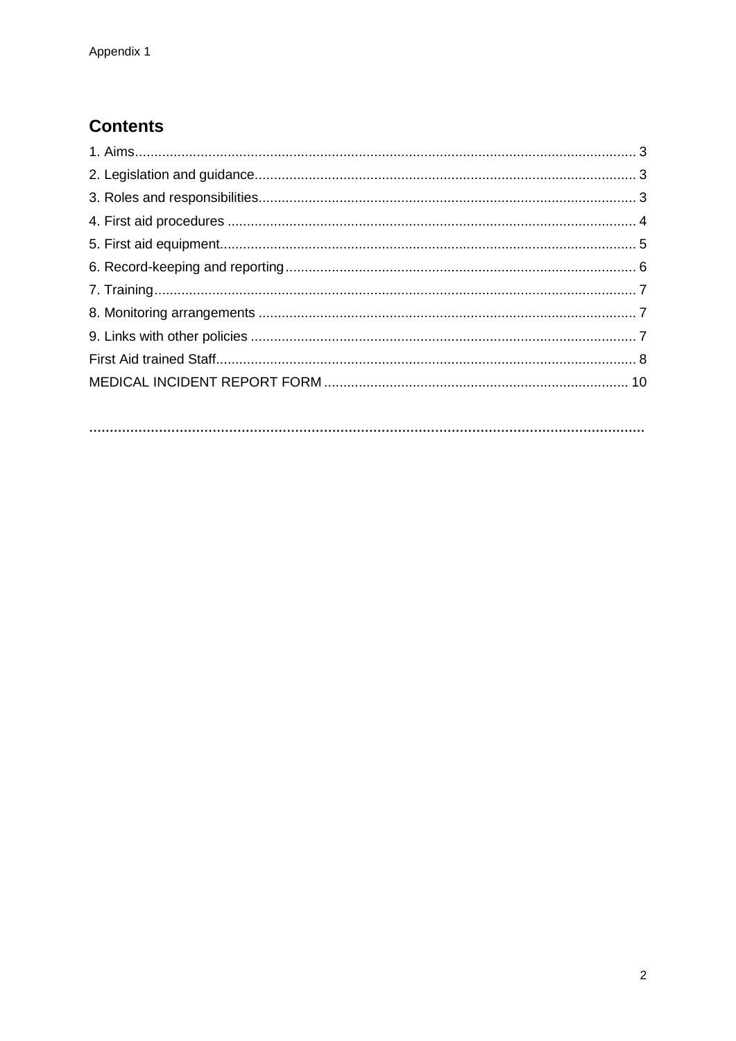## Contents

1. Aims.................................................................................................................................. 3
2. Legislation and guidance.................................................................................................. 3
3. Roles and responsibilities................................................................................................. 3
4. First aid procedures ......................................................................................................... 4
5. First aid equipment........................................................................................................... 5
6. Record-keeping and reporting........................................................................................... 6
7. Training............................................................................................................................ 7
8. Monitoring arrangements ................................................................................................. 7
9. Links with other policies ................................................................................................... 7

First Aid trained Staff............................................................................................................ 8

MEDICAL INCIDENT REPORT FORM ............................................................................... 10

.......................................................................................................................................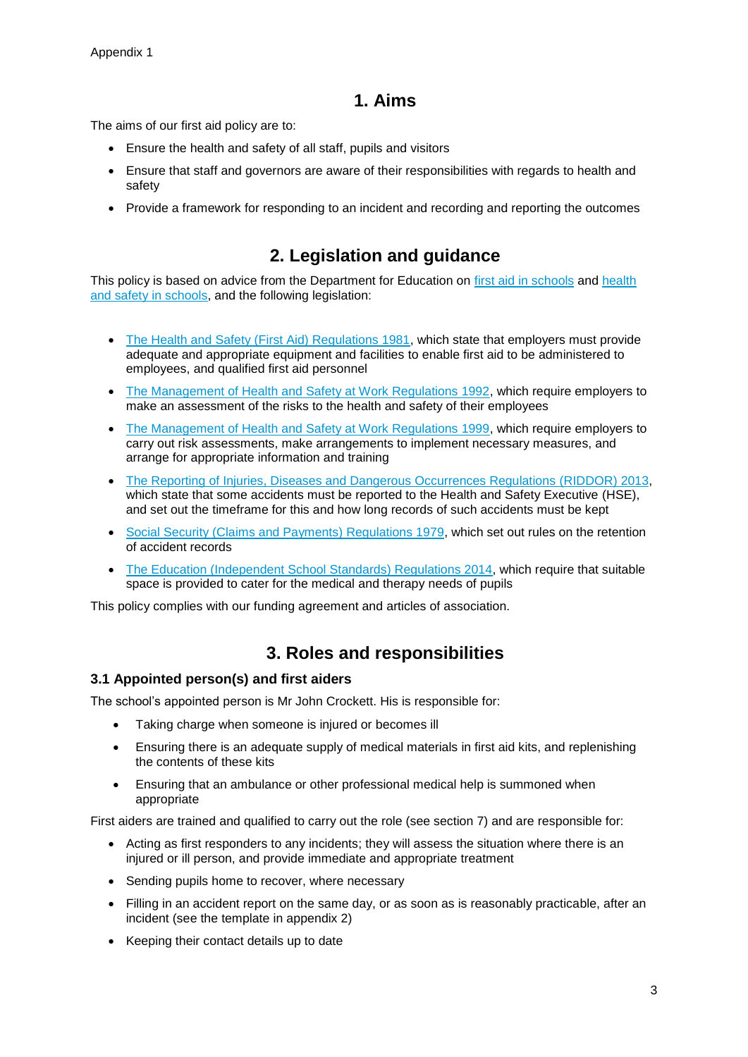Appendix 1

## 1. Aims

The aims of our first aid policy are to:

- Ensure the health and safety of all staff, pupils and visitors
- Ensure that staff and governors are aware of their responsibilities with regards to health and safety
- Provide a framework for responding to an incident and recording and reporting the outcomes

## 2. Legislation and guidance

This policy is based on advice from the Department for Education on first aid in schools and health and safety in schools, and the following legislation:

- The Health and Safety (First Aid) Regulations 1981, which state that employers must provide adequate and appropriate equipment and facilities to enable first aid to be administered to employees, and qualified first aid personnel
- The Management of Health and Safety at Work Regulations 1992, which require employers to make an assessment of the risks to the health and safety of their employees
- The Management of Health and Safety at Work Regulations 1999, which require employers to carry out risk assessments, make arrangements to implement necessary measures, and arrange for appropriate information and training
- The Reporting of Injuries, Diseases and Dangerous Occurrences Regulations (RIDDOR) 2013, which state that some accidents must be reported to the Health and Safety Executive (HSE), and set out the timeframe for this and how long records of such accidents must be kept
- Social Security (Claims and Payments) Regulations 1979, which set out rules on the retention of accident records
- The Education (Independent School Standards) Regulations 2014, which require that suitable space is provided to cater for the medical and therapy needs of pupils

This policy complies with our funding agreement and articles of association.

## 3. Roles and responsibilities

### 3.1 Appointed person(s) and first aiders

The school's appointed person is Mr John Crockett. His is responsible for:

- Taking charge when someone is injured or becomes ill
- Ensuring there is an adequate supply of medical materials in first aid kits, and replenishing the contents of these kits
- Ensuring that an ambulance or other professional medical help is summoned when appropriate

First aiders are trained and qualified to carry out the role (see section 7) and are responsible for:

- Acting as first responders to any incidents; they will assess the situation where there is an injured or ill person, and provide immediate and appropriate treatment
- Sending pupils home to recover, where necessary
- Filling in an accident report on the same day, or as soon as is reasonably practicable, after an incident (see the template in appendix 2)
- Keeping their contact details up to date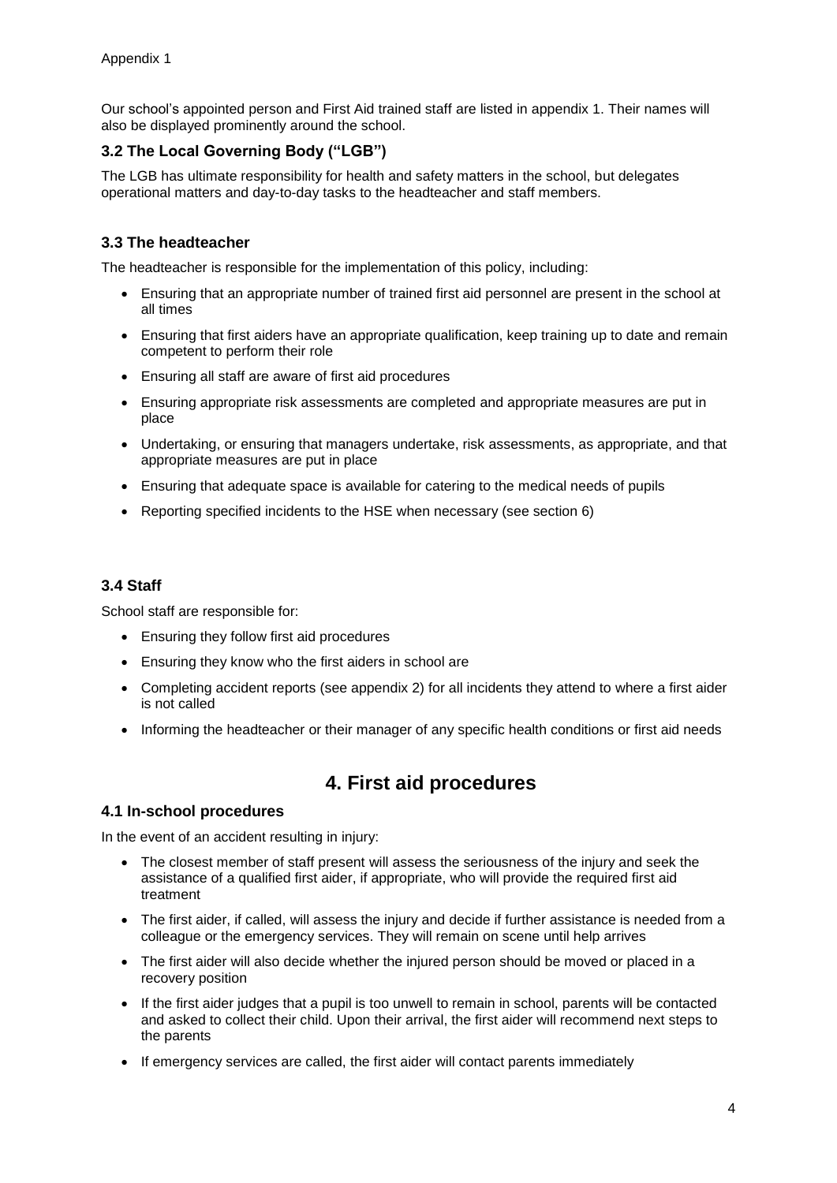Appendix 1

Our school's appointed person and First Aid trained staff are listed in appendix 1. Their names will also be displayed prominently around the school.

### 3.2 The Local Governing Body ("LGB")

The LGB has ultimate responsibility for health and safety matters in the school, but delegates operational matters and day-to-day tasks to the headteacher and staff members.

### 3.3 The headteacher

The headteacher is responsible for the implementation of this policy, including:

- Ensuring that an appropriate number of trained first aid personnel are present in the school at all times
- Ensuring that first aiders have an appropriate qualification, keep training up to date and remain competent to perform their role
- Ensuring all staff are aware of first aid procedures
- Ensuring appropriate risk assessments are completed and appropriate measures are put in place
- Undertaking, or ensuring that managers undertake, risk assessments, as appropriate, and that appropriate measures are put in place
- Ensuring that adequate space is available for catering to the medical needs of pupils
- Reporting specified incidents to the HSE when necessary (see section 6)

### 3.4 Staff

School staff are responsible for:

- Ensuring they follow first aid procedures
- Ensuring they know who the first aiders in school are
- Completing accident reports (see appendix 2) for all incidents they attend to where a first aider is not called
- Informing the headteacher or their manager of any specific health conditions or first aid needs

## 4. First aid procedures

### 4.1 In-school procedures

In the event of an accident resulting in injury:

- The closest member of staff present will assess the seriousness of the injury and seek the assistance of a qualified first aider, if appropriate, who will provide the required first aid treatment
- The first aider, if called, will assess the injury and decide if further assistance is needed from a colleague or the emergency services. They will remain on scene until help arrives
- The first aider will also decide whether the injured person should be moved or placed in a recovery position
- If the first aider judges that a pupil is too unwell to remain in school, parents will be contacted and asked to collect their child. Upon their arrival, the first aider will recommend next steps to the parents
- If emergency services are called, the first aider will contact parents immediately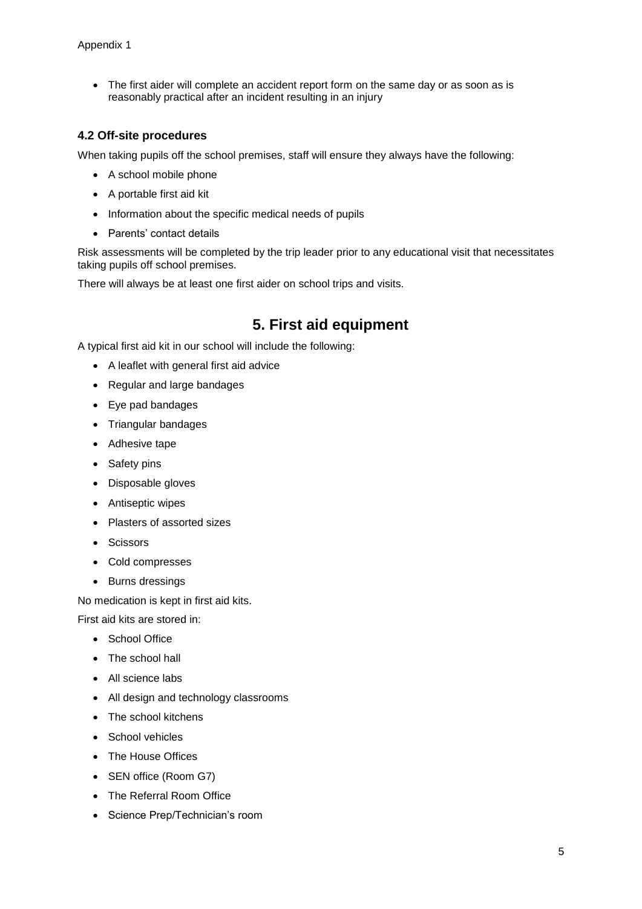- The first aider will complete an accident report form on the same day or as soon as is reasonably practical after an incident resulting in an injury

### 4.2 Off-site procedures

When taking pupils off the school premises, staff will ensure they always have the following:

- A school mobile phone
- A portable first aid kit
- Information about the specific medical needs of pupils
- Parents' contact details

Risk assessments will be completed by the trip leader prior to any educational visit that necessitates taking pupils off school premises.

There will always be at least one first aider on school trips and visits.

## 5. First aid equipment

A typical first aid kit in our school will include the following:

- A leaflet with general first aid advice
- Regular and large bandages
- Eye pad bandages
- Triangular bandages
- Adhesive tape
- Safety pins
- Disposable gloves
- Antiseptic wipes
- Plasters of assorted sizes
- Scissors
- Cold compresses
- Burns dressings

No medication is kept in first aid kits.

First aid kits are stored in:

- School Office
- The school hall
- All science labs
- All design and technology classrooms
- The school kitchens
- School vehicles
- The House Offices
- SEN office (Room G7)
- The Referral Room Office
- Science Prep/Technician's room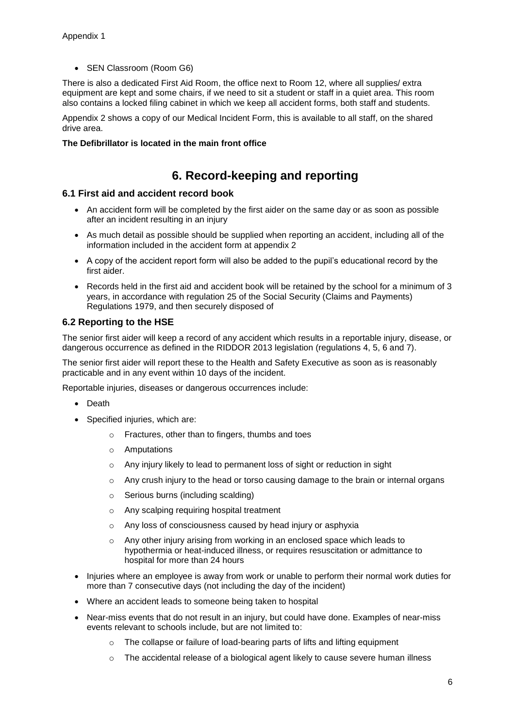Appendix 1

- SEN Classroom (Room G6)

There is also a dedicated First Aid Room, the office next to Room 12, where all supplies/ extra equipment are kept and some chairs, if we need to sit a student or staff in a quiet area. This room also contains a locked filing cabinet in which we keep all accident forms, both staff and students.

Appendix 2 shows a copy of our Medical Incident Form, this is available to all staff, on the shared drive area.

**The Defibrillator is located in the main front office**

# 6. Record-keeping and reporting

## 6.1 First aid and accident record book

- An accident form will be completed by the first aider on the same day or as soon as possible after an incident resulting in an injury
- As much detail as possible should be supplied when reporting an accident, including all of the information included in the accident form at appendix 2
- A copy of the accident report form will also be added to the pupil's educational record by the first aider.
- Records held in the first aid and accident book will be retained by the school for a minimum of 3 years, in accordance with regulation 25 of the Social Security (Claims and Payments) Regulations 1979, and then securely disposed of

## 6.2 Reporting to the HSE

The senior first aider will keep a record of any accident which results in a reportable injury, disease, or dangerous occurrence as defined in the RIDDOR 2013 legislation (regulations 4, 5, 6 and 7).

The senior first aider will report these to the Health and Safety Executive as soon as is reasonably practicable and in any event within 10 days of the incident.

Reportable injuries, diseases or dangerous occurrences include:

- Death
- Specified injuries, which are:
    - Fractures, other than to fingers, thumbs and toes
    - Amputations
    - Any injury likely to lead to permanent loss of sight or reduction in sight
    - Any crush injury to the head or torso causing damage to the brain or internal organs
    - Serious burns (including scalding)
    - Any scalping requiring hospital treatment
    - Any loss of consciousness caused by head injury or asphyxia
    - Any other injury arising from working in an enclosed space which leads to hypothermia or heat-induced illness, or requires resuscitation or admittance to hospital for more than 24 hours
- Injuries where an employee is away from work or unable to perform their normal work duties for more than 7 consecutive days (not including the day of the incident)
- Where an accident leads to someone being taken to hospital
- Near-miss events that do not result in an injury, but could have done. Examples of near-miss events relevant to schools include, but are not limited to:
    - The collapse or failure of load-bearing parts of lifts and lifting equipment
    - The accidental release of a biological agent likely to cause severe human illness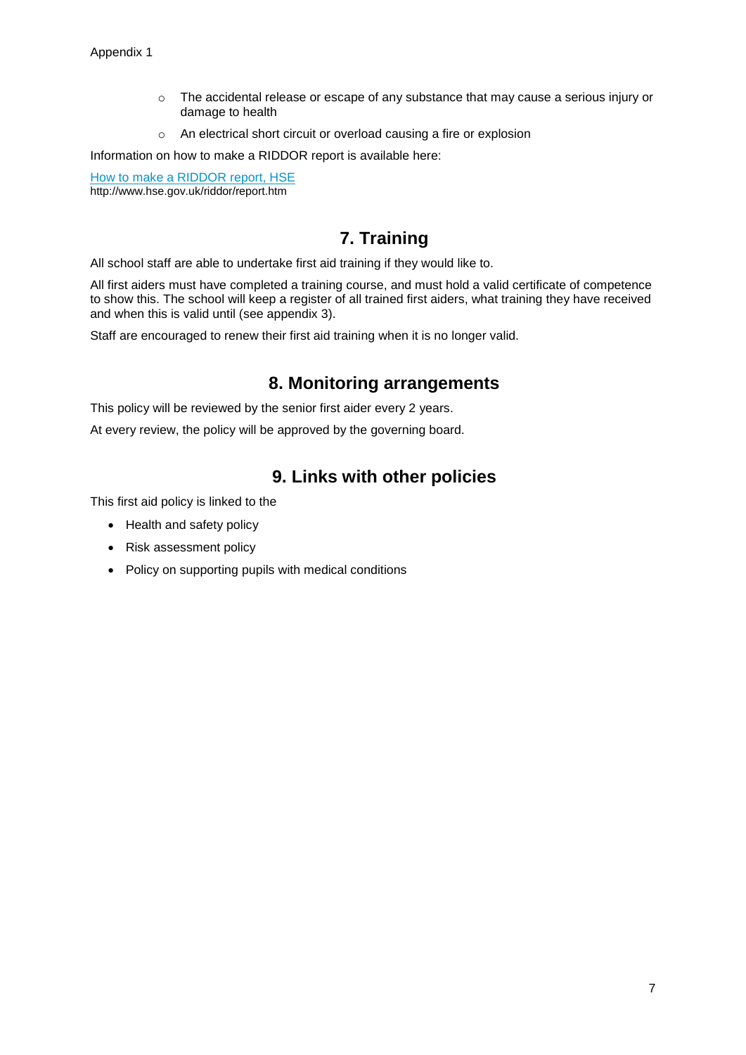Appendix 1

- The accidental release or escape of any substance that may cause a serious injury or damage to health
- An electrical short circuit or overload causing a fire or explosion

Information on how to make a RIDDOR report is available here:

[How to make a RIDDOR report, HSE](http://www.hse.gov.uk/riddor/report.htm)
http://www.hse.gov.uk/riddor/report.htm

## 7. Training

All school staff are able to undertake first aid training if they would like to.

All first aiders must have completed a training course, and must hold a valid certificate of competence to show this. The school will keep a register of all trained first aiders, what training they have received and when this is valid until (see appendix 3).

Staff are encouraged to renew their first aid training when it is no longer valid.

## 8. Monitoring arrangements

This policy will be reviewed by the senior first aider every 2 years.

At every review, the policy will be approved by the governing board.

## 9. Links with other policies

This first aid policy is linked to the

- Health and safety policy
- Risk assessment policy
- Policy on supporting pupils with medical conditions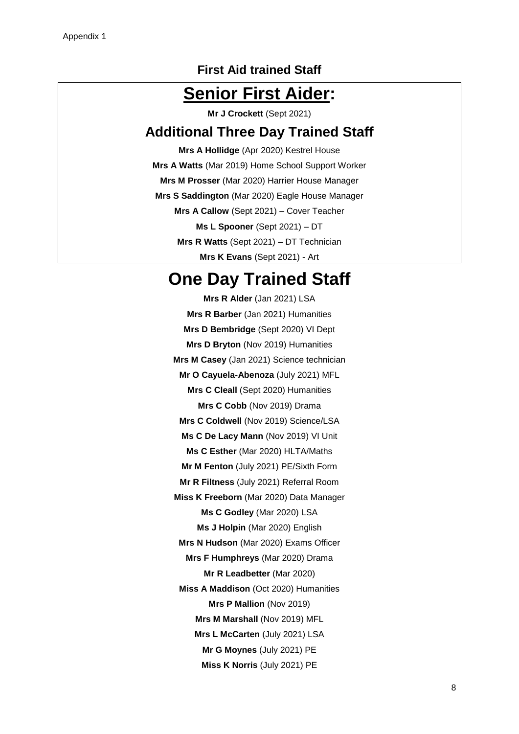Appendix 1

### First Aid trained Staff

# **Senior First Aider:**

**Mr J Crockett** (Sept 2021)

## Additional Three Day Trained Staff

**Mrs A Hollidge** (Apr 2020) Kestrel House

**Mrs A Watts** (Mar 2019) Home School Support Worker

**Mrs M Prosser** (Mar 2020) Harrier House Manager

**Mrs S Saddington** (Mar 2020) Eagle House Manager

**Mrs A Callow** (Sept 2021) – Cover Teacher

**Ms L Spooner** (Sept 2021) – DT

**Mrs R Watts** (Sept 2021) – DT Technician

**Mrs K Evans** (Sept 2021) - Art

# One Day Trained Staff

**Mrs R Alder** (Jan 2021) LSA

**Mrs R Barber** (Jan 2021) Humanities

**Mrs D Bembridge** (Sept 2020) VI Dept

**Mrs D Bryton** (Nov 2019) Humanities

**Mrs M Casey** (Jan 2021) Science technician

**Mr O Cayuela-Abenoza** (July 2021) MFL

**Mrs C Cleall** (Sept 2020) Humanities

**Mrs C Cobb** (Nov 2019) Drama

**Mrs C Coldwell** (Nov 2019) Science/LSA

**Ms C De Lacy Mann** (Nov 2019) VI Unit

**Ms C Esther** (Mar 2020) HLTA/Maths

**Mr M Fenton** (July 2021) PE/Sixth Form

**Mr R Filtness** (July 2021) Referral Room

**Miss K Freeborn** (Mar 2020) Data Manager

**Ms C Godley** (Mar 2020) LSA

**Ms J Holpin** (Mar 2020) English

**Mrs N Hudson** (Mar 2020) Exams Officer

**Mrs F Humphreys** (Mar 2020) Drama

**Mr R Leadbetter** (Mar 2020)

**Miss A Maddison** (Oct 2020) Humanities

**Mrs P Mallion** (Nov 2019)

**Mrs M Marshall** (Nov 2019) MFL

**Mrs L McCarten** (July 2021) LSA

**Mr G Moynes** (July 2021) PE

**Miss K Norris** (July 2021) PE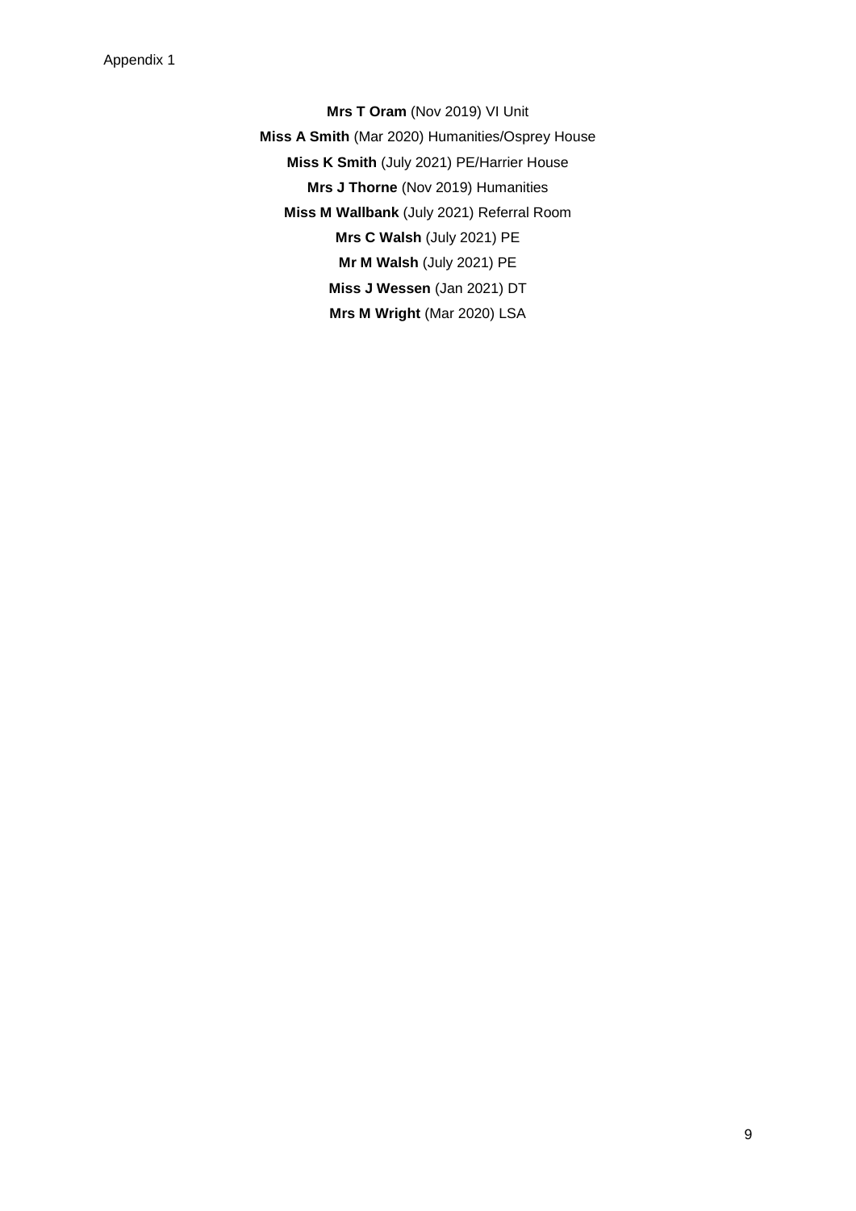Appendix 1

**Mrs T Oram** (Nov 2019) VI Unit

**Miss A Smith** (Mar 2020) Humanities/Osprey House

**Miss K Smith** (July 2021) PE/Harrier House

**Mrs J Thorne** (Nov 2019) Humanities

**Miss M Wallbank** (July 2021) Referral Room

**Mrs C Walsh** (July 2021) PE

**Mr M Walsh** (July 2021) PE

**Miss J Wessen** (Jan 2021) DT

**Mrs M Wright** (Mar 2020) LSA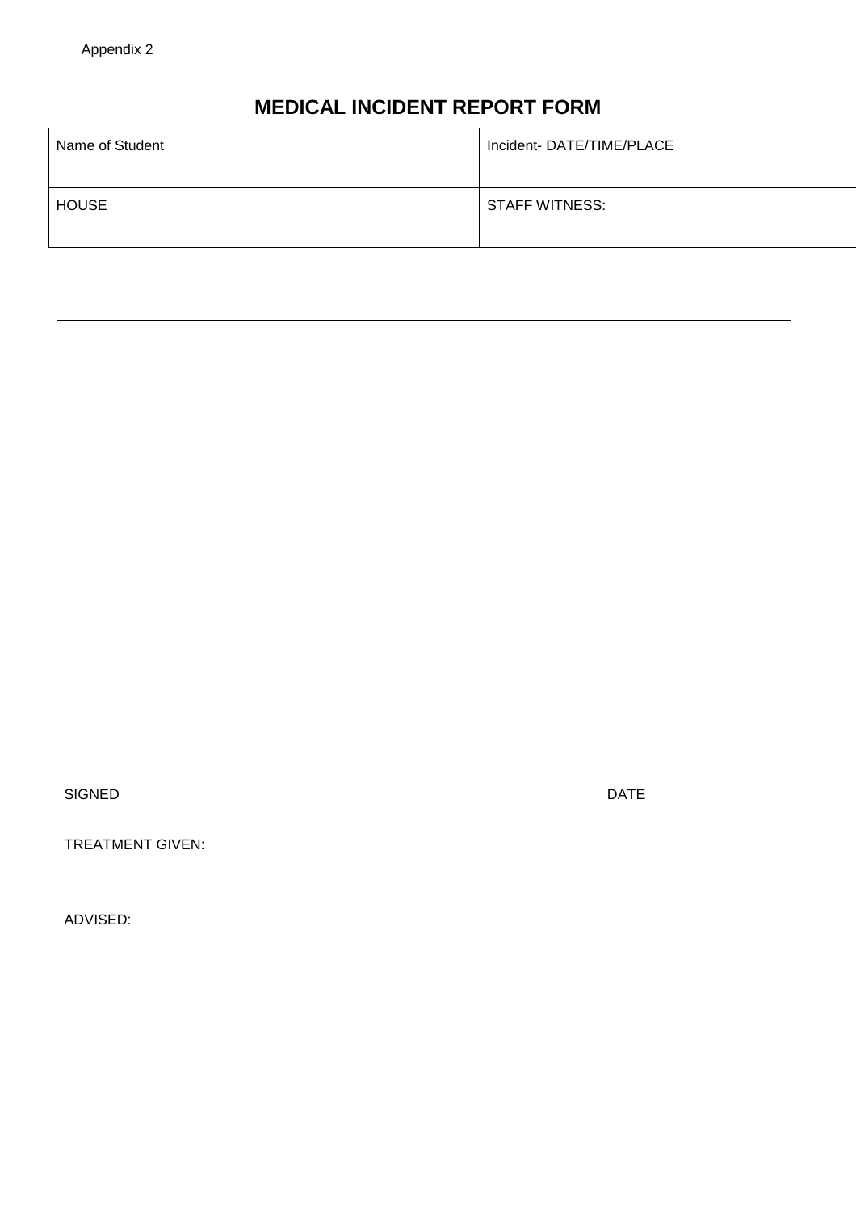Appendix 2

# MEDICAL INCIDENT REPORT FORM

| | |
|---|---|
| Name of Student | Incident- DATE/TIME/PLACE |
| HOUSE | STAFF WITNESS: |

SIGNED DATE

TREATMENT GIVEN:

ADVISED: